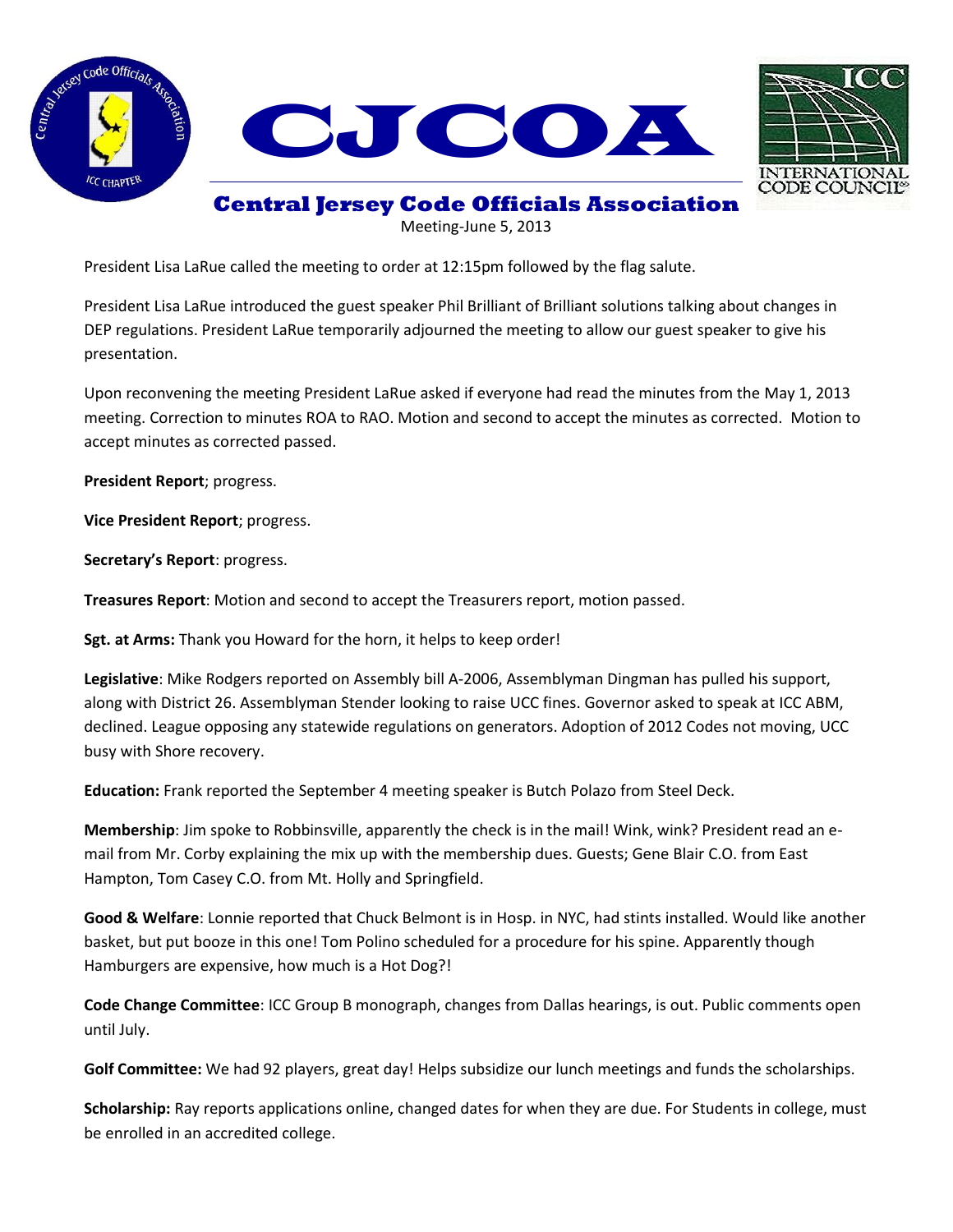# CJCOA

## Central Jersey Code Officials Association

Meeting-June 5, 2013

President Lisa LaRue called the meeting to order at 12:15pm followed by the flag salute.

President Lisa LaRue introduced the guest speaker Phil Brilliant of Brilliant solutions talking about changes in DEP regulations. President LaRue temporarily adjourned the meeting to allow our guest speaker to give his presentation.

Upon reconvening the meeting President LaRue asked if everyone had read the minutes from the May 1, 2013 meeting. Correction to minutes ROA to RAO. Motion and second to accept the minutes as corrected. Motion to accept minutes as corrected passed.

**President Report**; progress.

**Vice President Report**; progress.

**Secretary's Report**: progress.

**Treasures Report**: Motion and second to accept the Treasurers report, motion passed.

**Sgt. at Arms:** Thank you Howard for the horn, it helps to keep order!

**Legislative**: Mike Rodgers reported on Assembly bill A-2006, Assemblyman Dingman has pulled his support, along with District 26. Assemblyman Stender looking to raise UCC fines. Governor asked to speak at ICC ABM, declined. League opposing any statewide regulations on generators. Adoption of 2012 Codes not moving, UCC busy with Shore recovery.

**Education:** Frank reported the September 4 meeting speaker is Butch Polazo from Steel Deck.

**Membership**: Jim spoke to Robbinsville, apparently the check is in the mail! Wink, wink? President read an e-mail from Mr. Corby explaining the mix up with the membership dues. Guests; Gene Blair C.O. from East Hampton, Tom Casey C.O. from Mt. Holly and Springfield.

**Good & Welfare**: Lonnie reported that Chuck Belmont is in Hosp. in NYC, had stints installed. Would like another basket, but put booze in this one! Tom Polino scheduled for a procedure for his spine. Apparently though Hamburgers are expensive, how much is a Hot Dog?!

**Code Change Committee**: ICC Group B monograph, changes from Dallas hearings, is out. Public comments open until July.

**Golf Committee:** We had 92 players, great day! Helps subsidize our lunch meetings and funds the scholarships.

**Scholarship:** Ray reports applications online, changed dates for when they are due. For Students in college, must be enrolled in an accredited college.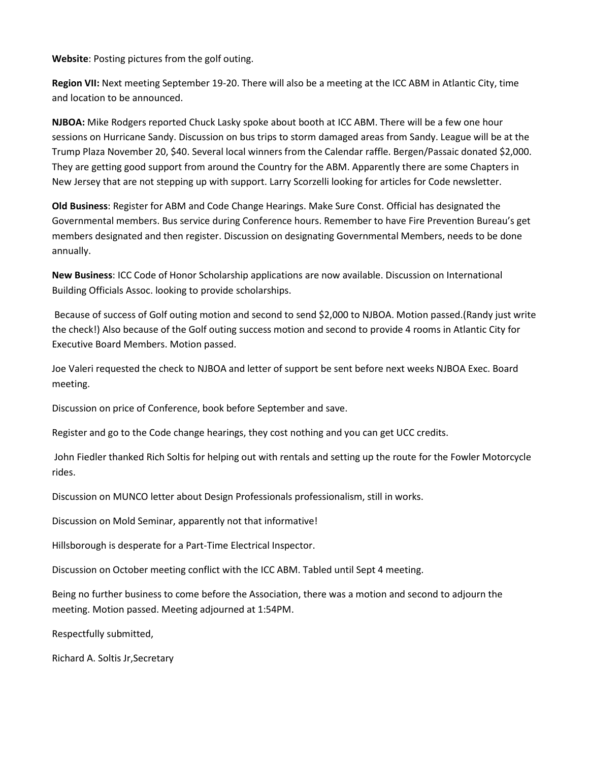**Website**: Posting pictures from the golf outing.

**Region VII:** Next meeting September 19-20. There will also be a meeting at the ICC ABM in Atlantic City, time and location to be announced.

**NJBOA:** Mike Rodgers reported Chuck Lasky spoke about booth at ICC ABM. There will be a few one hour sessions on Hurricane Sandy. Discussion on bus trips to storm damaged areas from Sandy. League will be at the Trump Plaza November 20, $40. Several local winners from the Calendar raffle. Bergen/Passaic donated $2,000. They are getting good support from around the Country for the ABM. Apparently there are some Chapters in New Jersey that are not stepping up with support. Larry Scorzelli looking for articles for Code newsletter.

**Old Business**: Register for ABM and Code Change Hearings. Make Sure Const. Official has designated the Governmental members. Bus service during Conference hours. Remember to have Fire Prevention Bureau's get members designated and then register. Discussion on designating Governmental Members, needs to be done annually.

**New Business**: ICC Code of Honor Scholarship applications are now available. Discussion on International Building Officials Assoc. looking to provide scholarships.

Because of success of Golf outing motion and second to send $2,000 to NJBOA. Motion passed.(Randy just write the check!) Also because of the Golf outing success motion and second to provide 4 rooms in Atlantic City for Executive Board Members. Motion passed.

Joe Valeri requested the check to NJBOA and letter of support be sent before next weeks NJBOA Exec. Board meeting.

Discussion on price of Conference, book before September and save.

Register and go to the Code change hearings, they cost nothing and you can get UCC credits.

John Fiedler thanked Rich Soltis for helping out with rentals and setting up the route for the Fowler Motorcycle rides.

Discussion on MUNCO letter about Design Professionals professionalism, still in works.

Discussion on Mold Seminar, apparently not that informative!

Hillsborough is desperate for a Part-Time Electrical Inspector.

Discussion on October meeting conflict with the ICC ABM. Tabled until Sept 4 meeting.

Being no further business to come before the Association, there was a motion and second to adjourn the meeting. Motion passed. Meeting adjourned at 1:54PM.

Respectfully submitted,

Richard A. Soltis Jr,Secretary